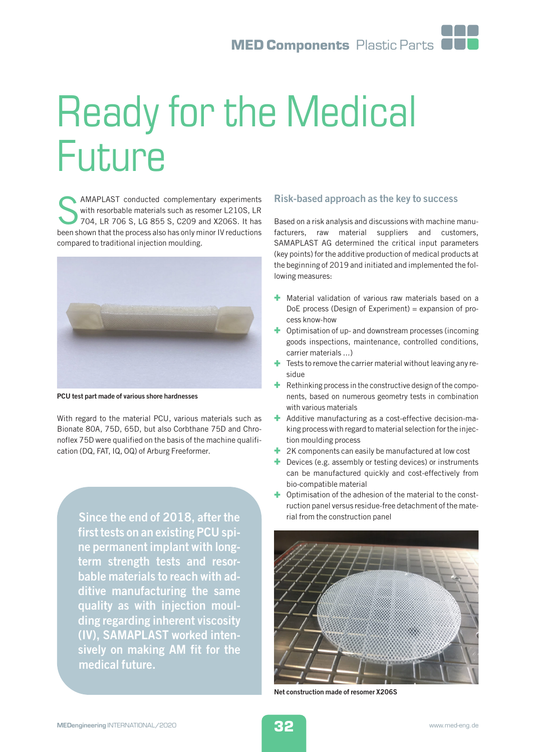# Ready for the Medical Future

SAMAPLAST conducted complementary experiments with resorbable materials such as resomer L210S, LR 704, LR 706 S, LG 855 S, C209 and X206S. It has been shown that the process also has only minor IV reductions compared to traditional injection moulding.

**PCU test part made of various shore hardnesses**

With regard to the material PCU, various materials such as Bionate 80A, 75D, 65D, but also Corbthane 75D and Chronoflex 75D were qualified on the basis of the machine qualification (DQ, FAT, IQ, OQ) of Arburg Freeformer.

> Since the end of 2018, after the first tests on an existing PCU spine permanent implant with long-term strength tests and resorbable materials to reach with additive manufacturing the same quality as with injection moulding regarding inherent viscosity (IV), SAMAPLAST worked intensively on making AM fit for the medical future.

## Risk-based approach as the key to success

Based on a risk analysis and discussions with machine manufacturers, raw material suppliers and customers, SAMAPLAST AG determined the critical input parameters (key points) for the additive production of medical products at the beginning of 2019 and initiated and implemented the following measures:

- Material validation of various raw materials based on a DoE process (Design of Experiment) = expansion of process know-how
- Optimisation of up- and downstream processes (incoming goods inspections, maintenance, controlled conditions, carrier materials ...)
- Tests to remove the carrier material without leaving any residue
- Rethinking process in the constructive design of the components, based on numerous geometry tests in combination with various materials
- Additive manufacturing as a cost-effective decision-making process with regard to material selection for the injection moulding process
- 2K components can easily be manufactured at low cost
- Devices (e.g. assembly or testing devices) or instruments can be manufactured quickly and cost-effectively from bio-compatible material
- Optimisation of the adhesion of the material to the construction panel versus residue-free detachment of the material from the construction panel

**Net construction made of resomer X206S**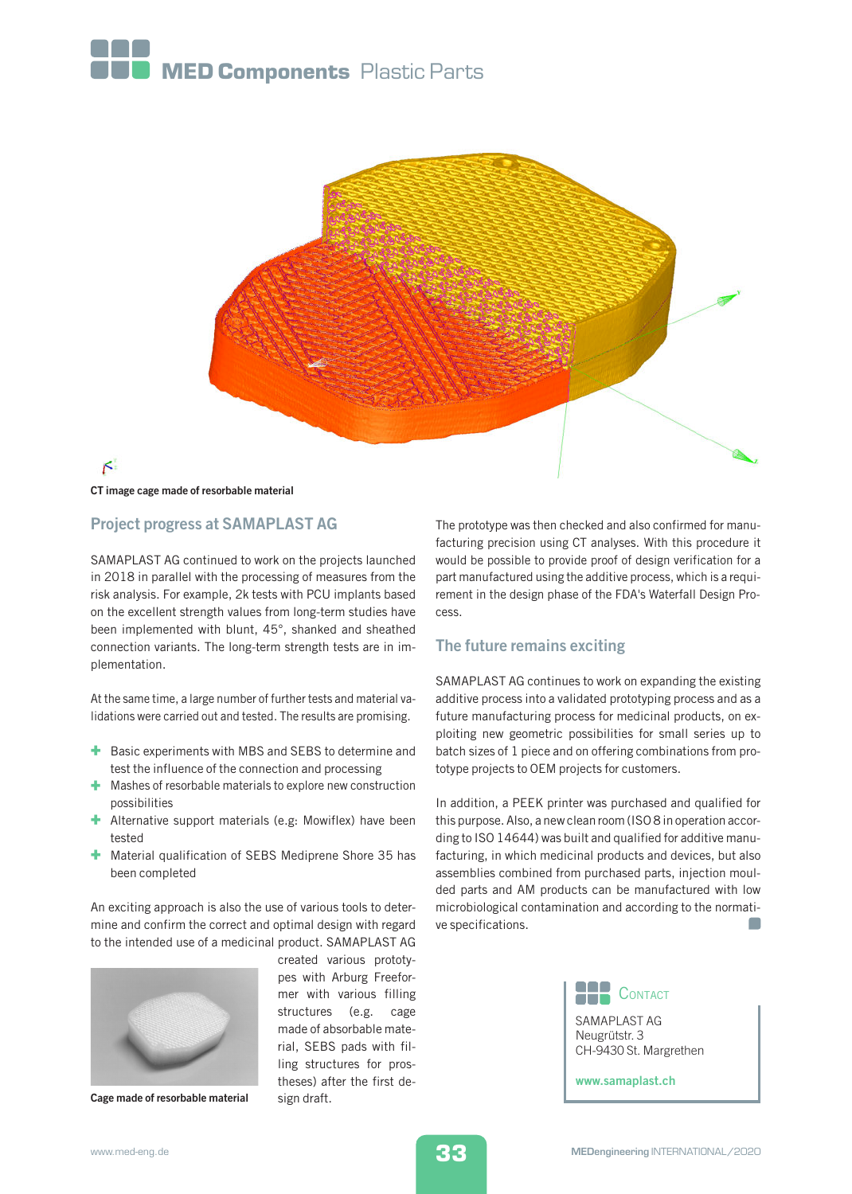CT image cage made of resorbable material

## Project progress at SAMAPLAST AG

SAMAPLAST AG continued to work on the projects launched in 2018 in parallel with the processing of measures from the risk analysis. For example, 2k tests with PCU implants based on the excellent strength values from long-term studies have been implemented with blunt, 45°, shanked and sheathed connection variants. The long-term strength tests are in implementation.

At the same time, a large number of further tests and material validations were carried out and tested. The results are promising.

- Basic experiments with MBS and SEBS to determine and test the influence of the connection and processing
- Mashes of resorbable materials to explore new construction possibilities
- Alternative support materials (e.g: Mowiflex) have been tested
- Material qualification of SEBS Mediprene Shore 35 has been completed

An exciting approach is also the use of various tools to determine and confirm the correct and optimal design with regard to the intended use of a medicinal product. SAMAPLAST AG created various prototypes with Arburg Freeformer with various filling structures (e.g. cage made of absorbable material, SEBS pads with filling structures for prostheses) after the first design draft.

Cage made of resorbable material

The prototype was then checked and also confirmed for manufacturing precision using CT analyses. With this procedure it would be possible to provide proof of design verification for a part manufactured using the additive process, which is a requirement in the design phase of the FDA's Waterfall Design Process.

## The future remains exciting

SAMAPLAST AG continues to work on expanding the existing additive process into a validated prototyping process and as a future manufacturing process for medicinal products, on exploiting new geometric possibilities for small series up to batch sizes of 1 piece and on offering combinations from prototype projects to OEM projects for customers.

In addition, a PEEK printer was purchased and qualified for this purpose. Also, a new clean room (ISO 8 in operation according to ISO 14644) was built and qualified for additive manufacturing, in which medicinal products and devices, but also assemblies combined from purchased parts, injection moulded parts and AM products can be manufactured with low microbiological contamination and according to the normative specifications.

### Contact

SAMAPLAST AG
Neugrütstr. 3
CH-9430 St. Margrethen

www.samaplast.ch